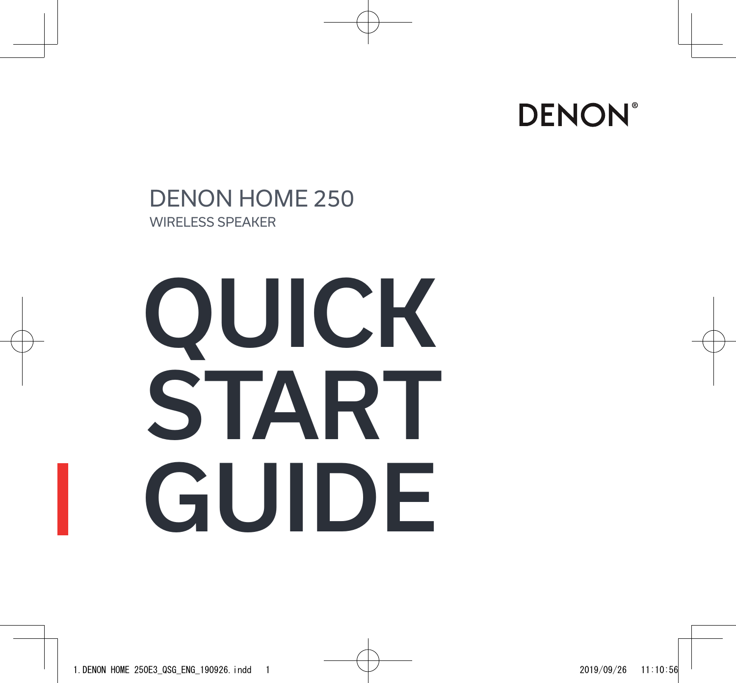DENON®

DENON HOME 250

WIRELESS SPEAKER

# QUICK START GUIDE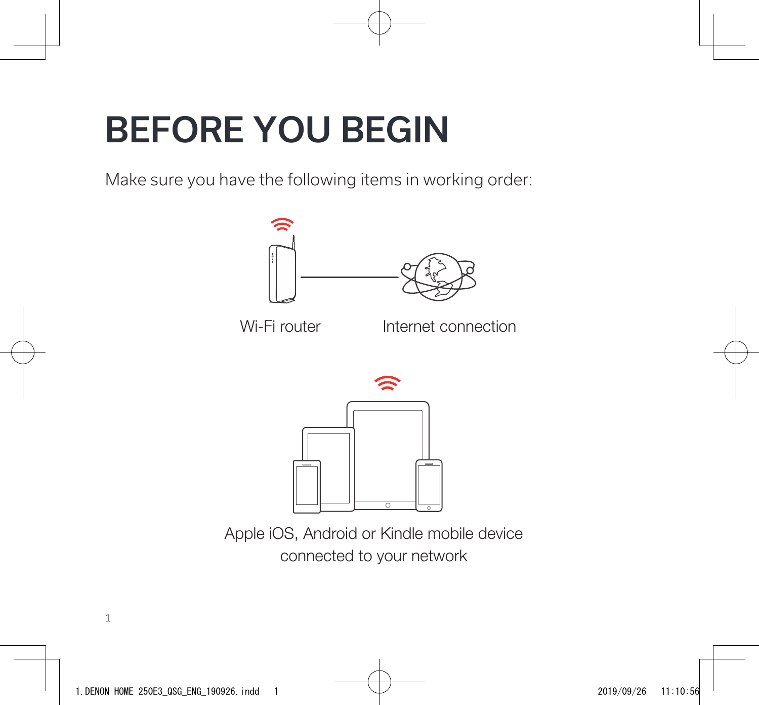# BEFORE YOU BEGIN

Make sure you have the following items in working order:

Wi-Fi router

Internet connection

Apple iOS, Android or Kindle mobile device connected to your network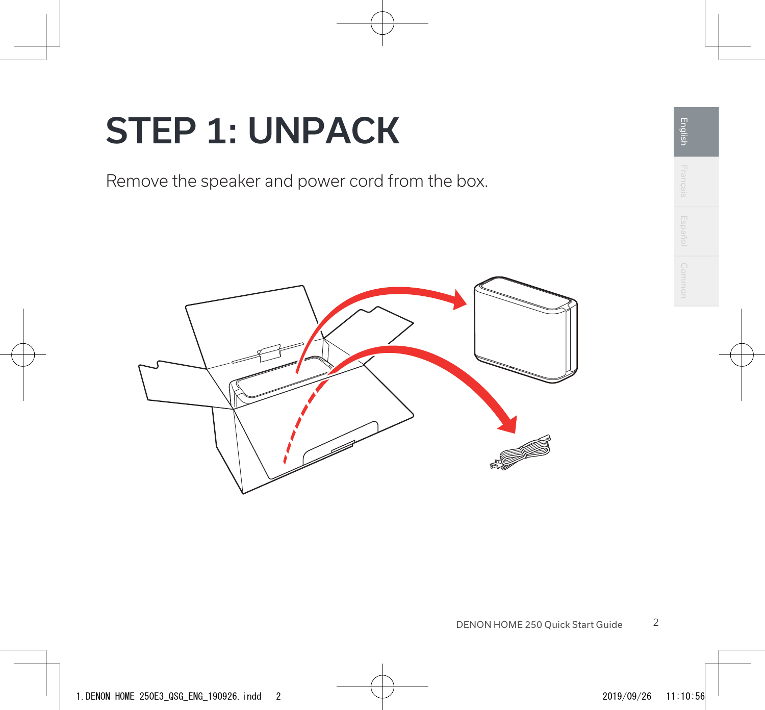# STEP 1: UNPACK

Remove the speaker and power cord from the box.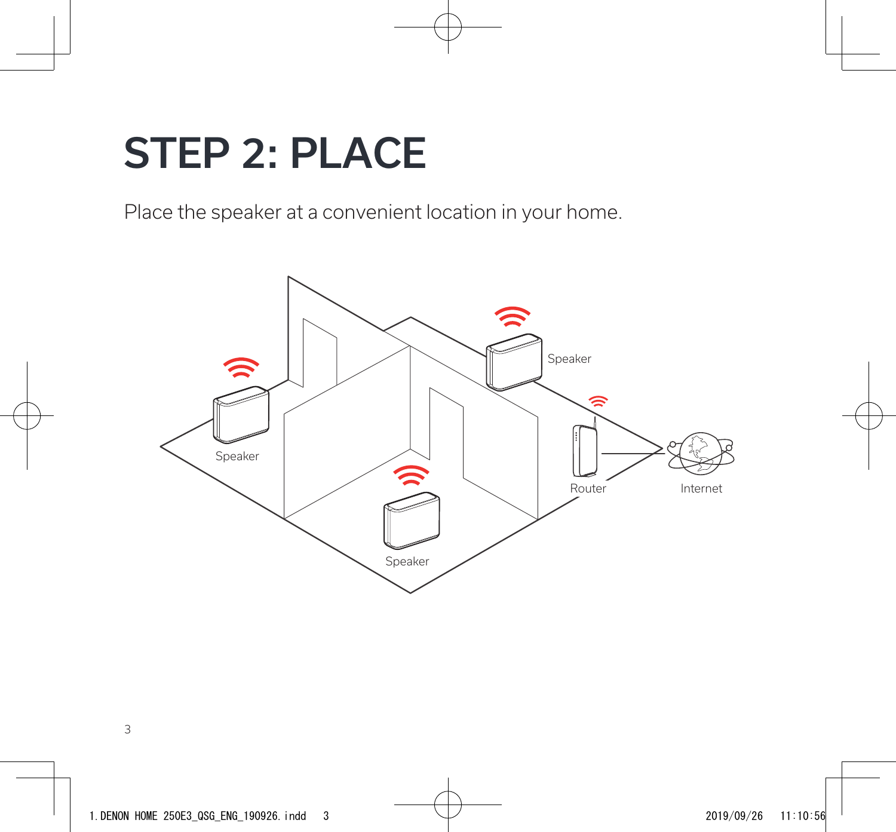# STEP 2: PLACE

Place the speaker at a convenient location in your home.

Speaker

Speaker

Speaker

Router

Internet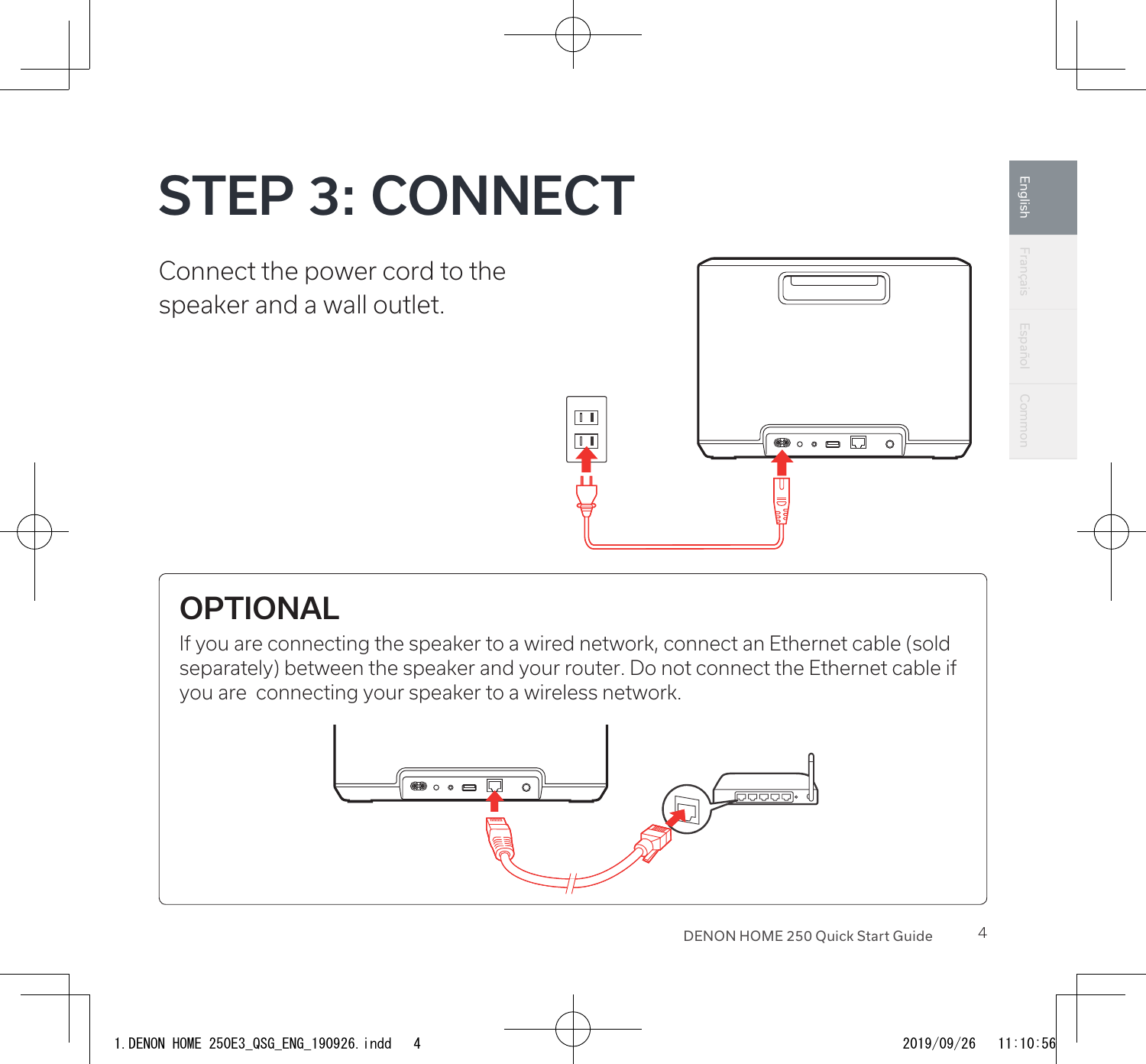# STEP 3: CONNECT

Connect the power cord to the speaker and a wall outlet.

## OPTIONAL

If you are connecting the speaker to a wired network, connect an Ethernet cable (sold separately) between the speaker and your router. Do not connect the Ethernet cable if you are connecting your speaker to a wireless network.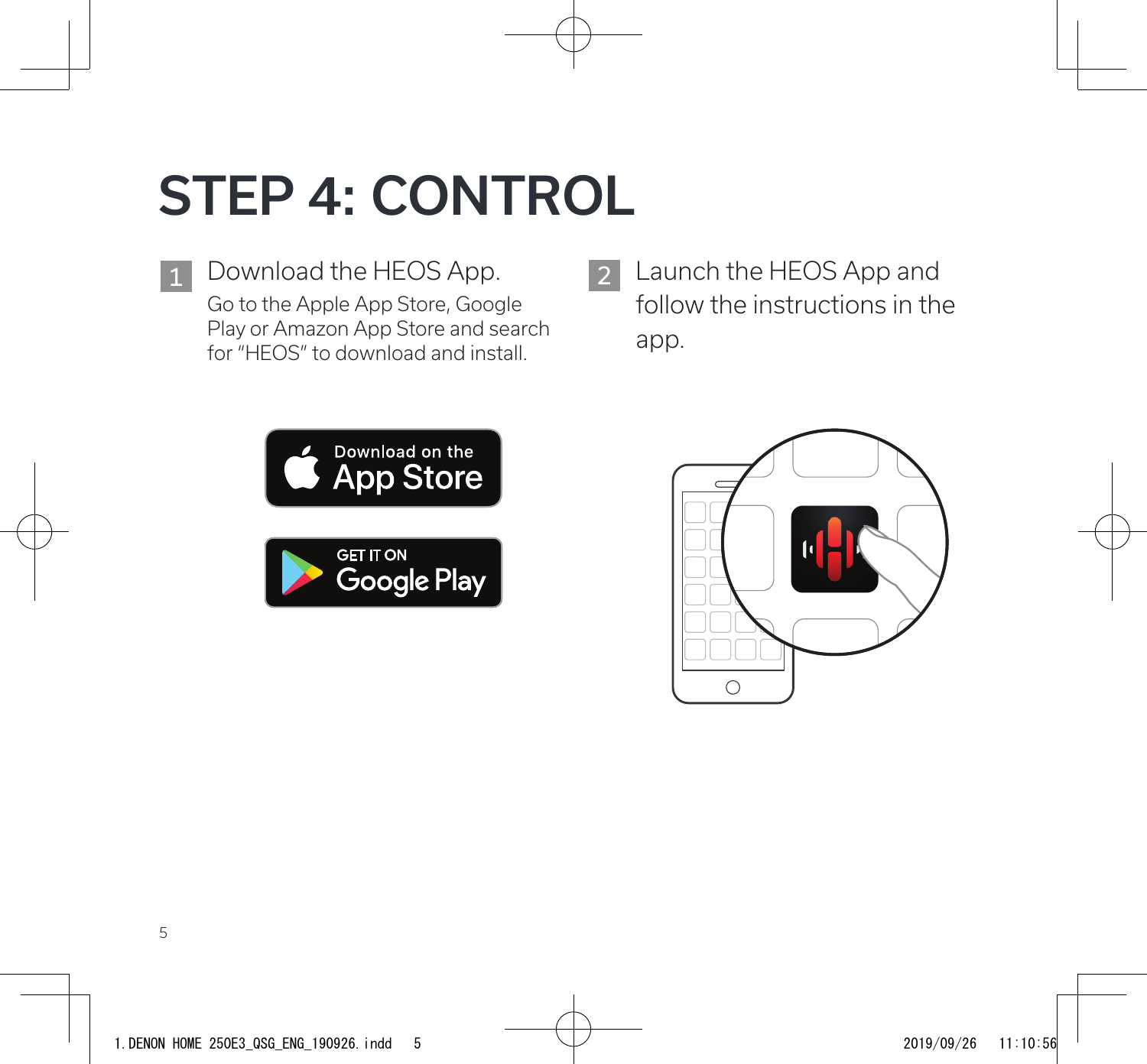# STEP 4: CONTROL

1. Download the HEOS App.

   Go to the Apple App Store, Google Play or Amazon App Store and search for "HEOS" to download and install.

2. Launch the HEOS App and follow the instructions in the app.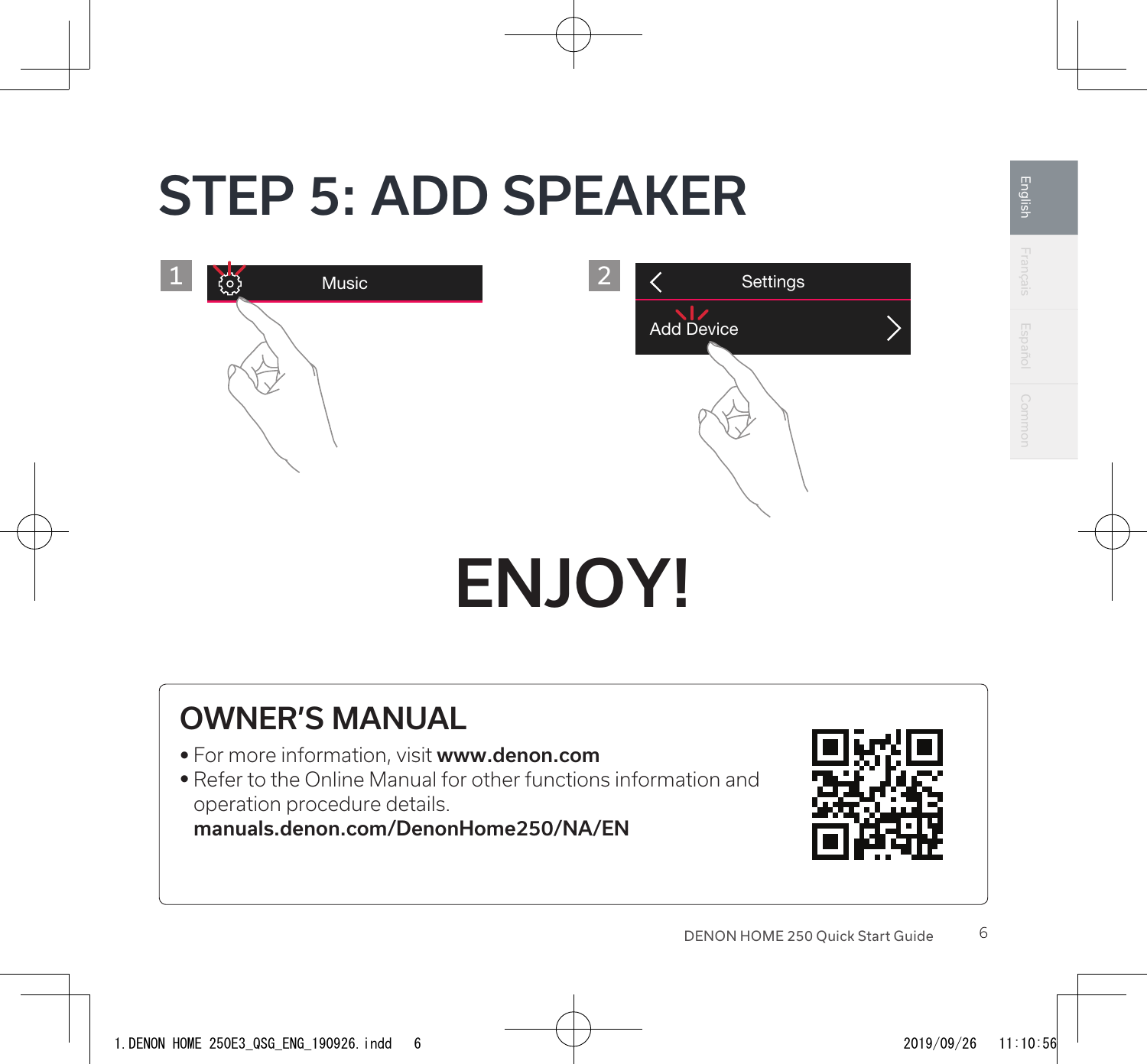# STEP 5: ADD SPEAKER

1 Music

2 Settings

Add Device

# ENJOY!

## OWNER'S MANUAL

- For more information, visit **www.denon.com**
- Refer to the Online Manual for other functions information and operation procedure details.
  **manuals.denon.com/DenonHome250/NA/EN**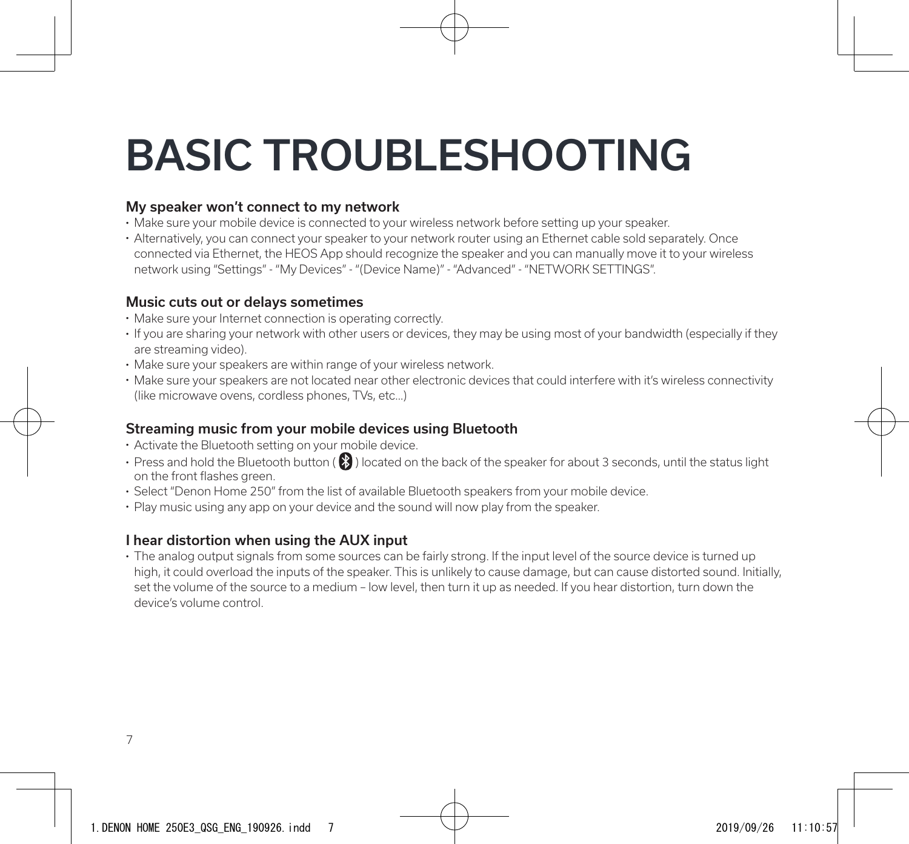# BASIC TROUBLESHOOTING

### My speaker won't connect to my network

- Make sure your mobile device is connected to your wireless network before setting up your speaker.
- Alternatively, you can connect your speaker to your network router using an Ethernet cable sold separately. Once connected via Ethernet, the HEOS App should recognize the speaker and you can manually move it to your wireless network using "Settings" - "My Devices" - "(Device Name)" - "Advanced" - "NETWORK SETTINGS".

### Music cuts out or delays sometimes

- Make sure your Internet connection is operating correctly.
- If you are sharing your network with other users or devices, they may be using most of your bandwidth (especially if they are streaming video).
- Make sure your speakers are within range of your wireless network.
- Make sure your speakers are not located near other electronic devices that could interfere with it's wireless connectivity (like microwave ovens, cordless phones, TVs, etc...)

### Streaming music from your mobile devices using Bluetooth

- Activate the Bluetooth setting on your mobile device.
- Press and hold the Bluetooth button ( ) located on the back of the speaker for about 3 seconds, until the status light on the front flashes green.
- Select "Denon Home 250" from the list of available Bluetooth speakers from your mobile device.
- Play music using any app on your device and the sound will now play from the speaker.

### I hear distortion when using the AUX input

- The analog output signals from some sources can be fairly strong. If the input level of the source device is turned up high, it could overload the inputs of the speaker. This is unlikely to cause damage, but can cause distorted sound. Initially, set the volume of the source to a medium – low level, then turn it up as needed. If you hear distortion, turn down the device's volume control.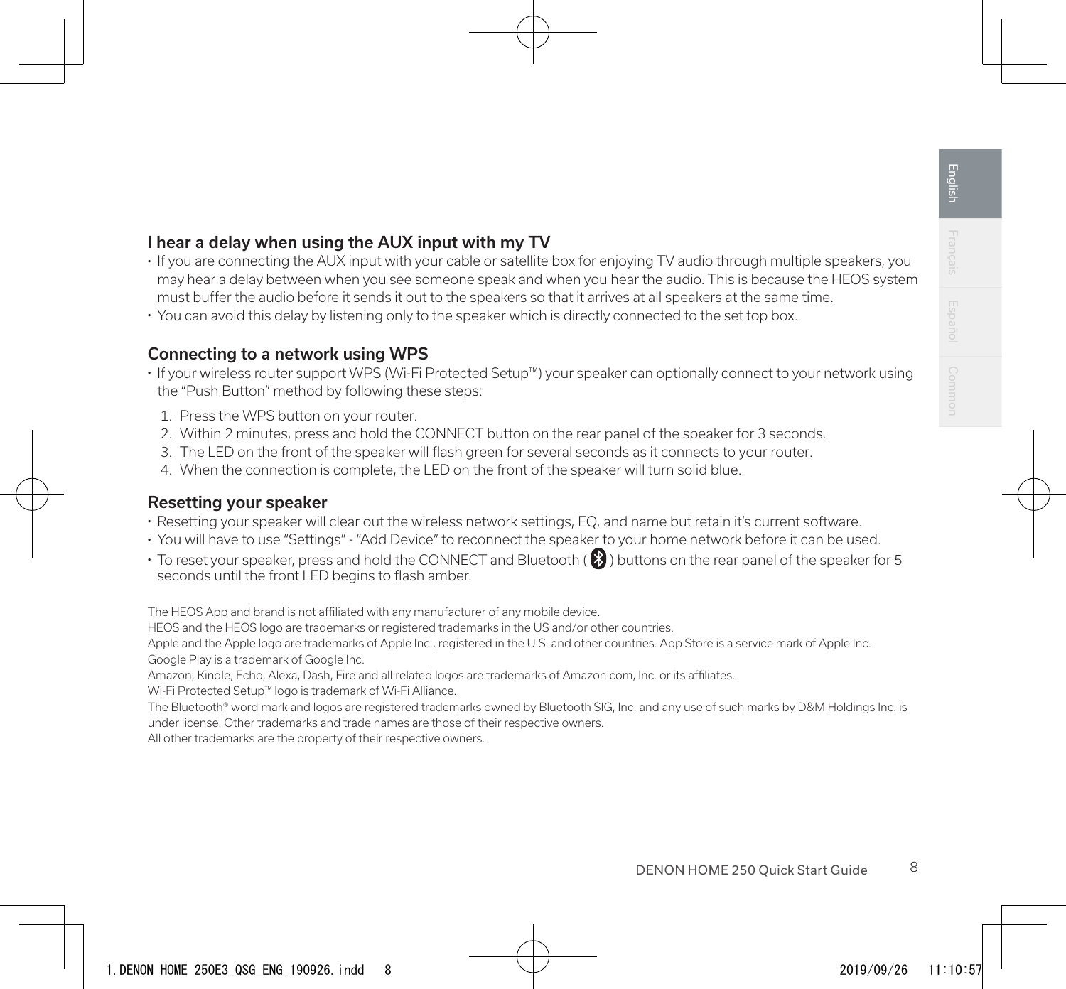### I hear a delay when using the AUX input with my TV

- If you are connecting the AUX input with your cable or satellite box for enjoying TV audio through multiple speakers, you may hear a delay between when you see someone speak and when you hear the audio. This is because the HEOS system must buffer the audio before it sends it out to the speakers so that it arrives at all speakers at the same time.
- You can avoid this delay by listening only to the speaker which is directly connected to the set top box.

### Connecting to a network using WPS

- If your wireless router support WPS (Wi-Fi Protected Setup™) your speaker can optionally connect to your network using the "Push Button" method by following these steps:

1. Press the WPS button on your router.
2. Within 2 minutes, press and hold the CONNECT button on the rear panel of the speaker for 3 seconds.
3. The LED on the front of the speaker will flash green for several seconds as it connects to your router.
4. When the connection is complete, the LED on the front of the speaker will turn solid blue.

### Resetting your speaker

- Resetting your speaker will clear out the wireless network settings, EQ, and name but retain it's current software.
- You will have to use "Settings" - "Add Device" to reconnect the speaker to your home network before it can be used.
- To reset your speaker, press and hold the CONNECT and Bluetooth ( ) buttons on the rear panel of the speaker for 5 seconds until the front LED begins to flash amber.

The HEOS App and brand is not affiliated with any manufacturer of any mobile device.
HEOS and the HEOS logo are trademarks or registered trademarks in the US and/or other countries.
Apple and the Apple logo are trademarks of Apple Inc., registered in the U.S. and other countries. App Store is a service mark of Apple Inc.
Google Play is a trademark of Google Inc.
Amazon, Kindle, Echo, Alexa, Dash, Fire and all related logos are trademarks of Amazon.com, Inc. or its affiliates.
Wi-Fi Protected Setup™ logo is trademark of Wi-Fi Alliance.
The Bluetooth® word mark and logos are registered trademarks owned by Bluetooth SIG, Inc. and any use of such marks by D&M Holdings Inc. is under license. Other trademarks and trade names are those of their respective owners.
All other trademarks are the property of their respective owners.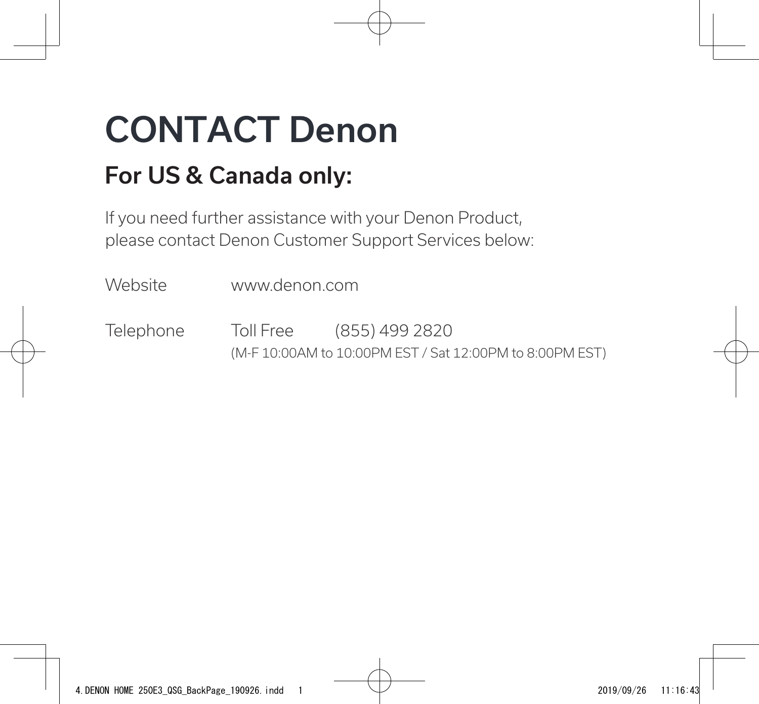# CONTACT Denon

## For US & Canada only:

If you need further assistance with your Denon Product, please contact Denon Customer Support Services below:

| | | |
|---|---|---|
| Website | www.denon.com | |
| Telephone | Toll Free | (855) 499 2820 |
| | (M-F 10:00AM to 10:00PM EST / Sat 12:00PM to 8:00PM EST) | |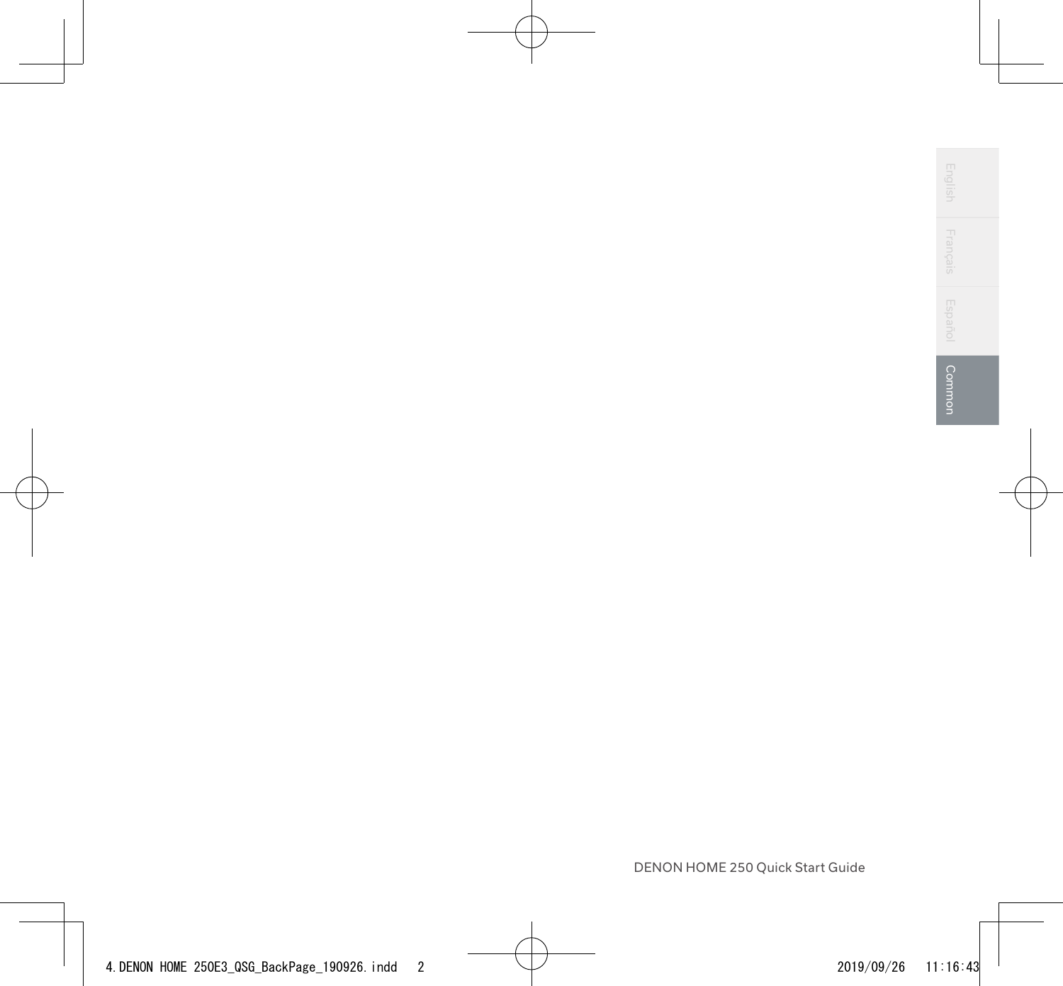DENON HOME 250 Quick Start Guide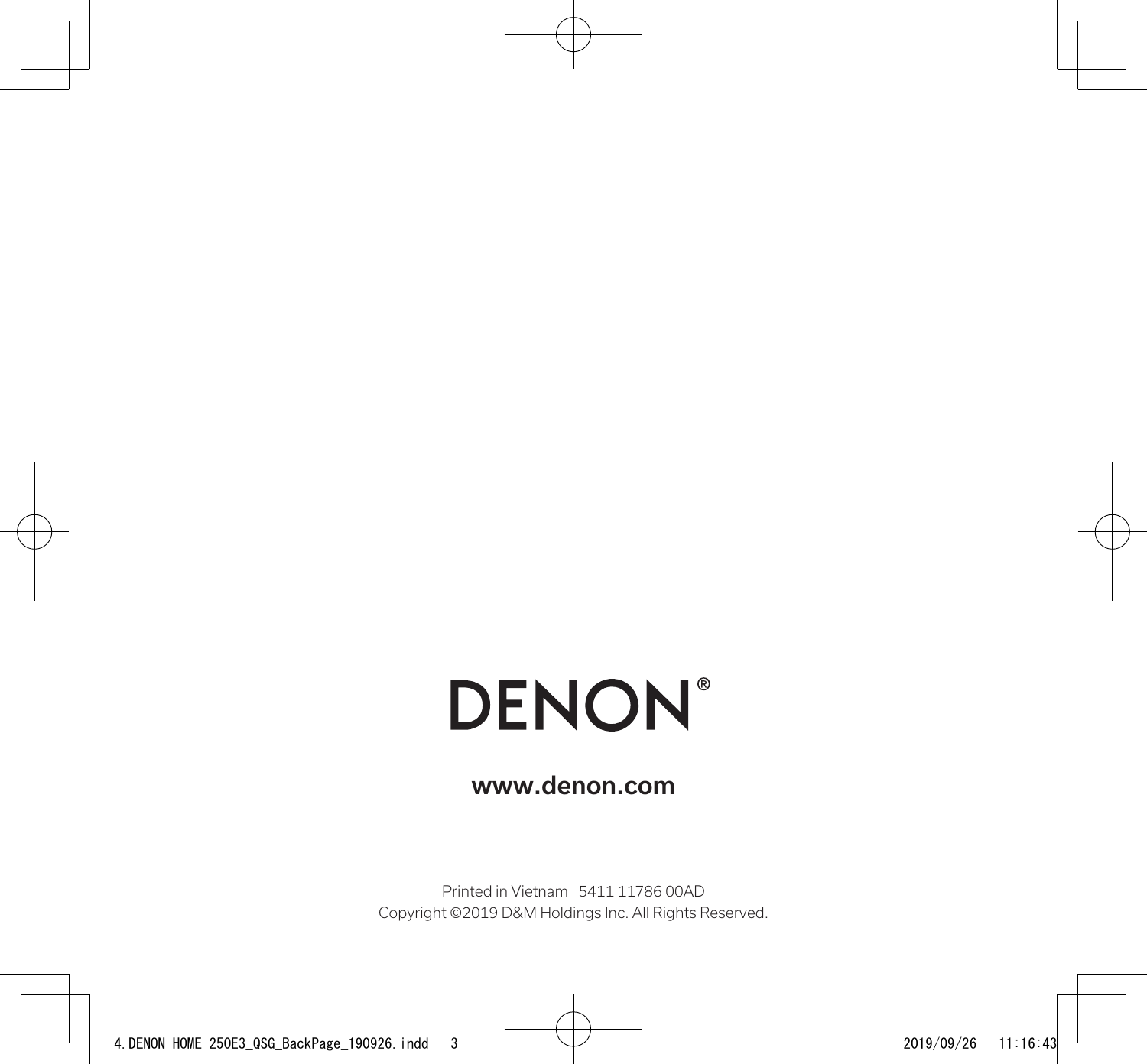DENON®

**www.denon.com**

Printed in Vietnam   5411 11786 00AD
Copyright ©2019 D&M Holdings Inc. All Rights Reserved.